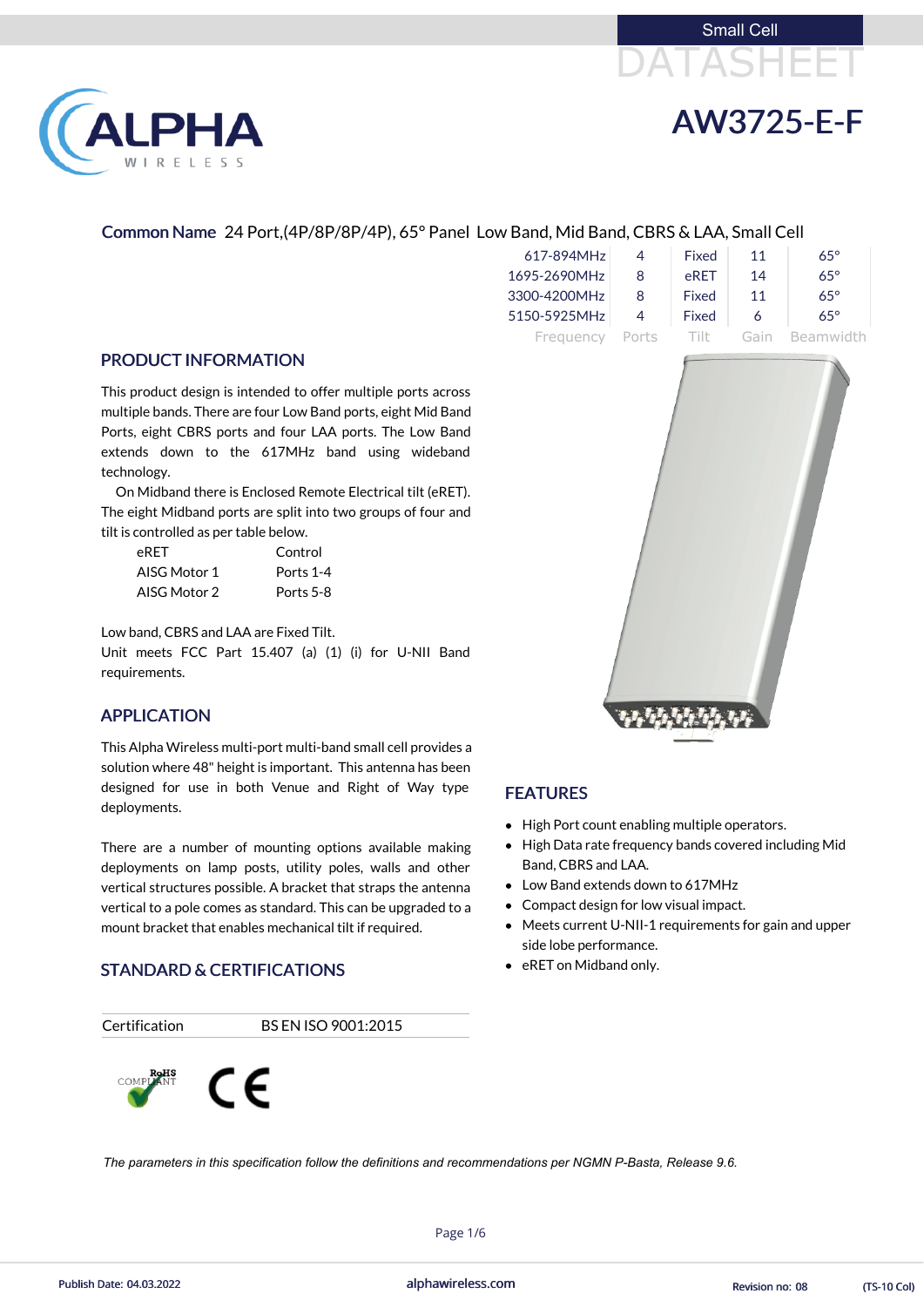Small Cell

DATASHEET

# AW3725-E-F

**Common Name** 24 Port,(4P/8P/8P/4P), 65° Panel Low Band, Mid Band, CBRS & LAA, Small Cell

| Frequency | Ports | Tilt | Gain | Beamwidth |
|---|---|---|---|---|
| 617-894MHz | 4 | Fixed | 11 | 65° |
| 1695-2690MHz | 8 | eRET | 14 | 65° |
| 3300-4200MHz | 8 | Fixed | 11 | 65° |
| 5150-5925MHz | 4 | Fixed | 6 | 65° |

## PRODUCT INFORMATION

This product design is intended to offer multiple ports across multiple bands. There are four Low Band ports, eight Mid Band Ports, eight CBRS ports and four LAA ports. The Low Band extends down to the 617MHz band using wideband technology.

On Midband there is Enclosed Remote Electrical tilt (eRET). The eight Midband ports are split into two groups of four and tilt is controlled as per table below.

| eRET | Control |
|---|---|
| AISG Motor 1 | Ports 1-4 |
| AISG Motor 2 | Ports 5-8 |

Low band, CBRS and LAA are Fixed Tilt.
Unit meets FCC Part 15.407 (a) (1) (i) for U-NII Band requirements.

## APPLICATION

This Alpha Wireless multi-port multi-band small cell provides a solution where 48" height is important. This antenna has been designed for use in both Venue and Right of Way type deployments.

There are a number of mounting options available making deployments on lamp posts, utility poles, walls and other vertical structures possible. A bracket that straps the antenna vertical to a pole comes as standard. This can be upgraded to a mount bracket that enables mechanical tilt if required.

## FEATURES

- High Port count enabling multiple operators.
- High Data rate frequency bands covered including Mid Band, CBRS and LAA.
- Low Band extends down to 617MHz
- Compact design for low visual impact.
- Meets current U-NII-1 requirements for gain and upper side lobe performance.
- eRET on Midband only.

## STANDARD & CERTIFICATIONS

| Certification | BS EN ISO 9001:2015 |
|---|---|

RoHS COMPLIANT CE

*The parameters in this specification follow the definitions and recommendations per NGMN P-Basta, Release 9.6.*

Publish Date: 04.03.2022 alphawireless.com Revision no: 08 (TS-10 Col)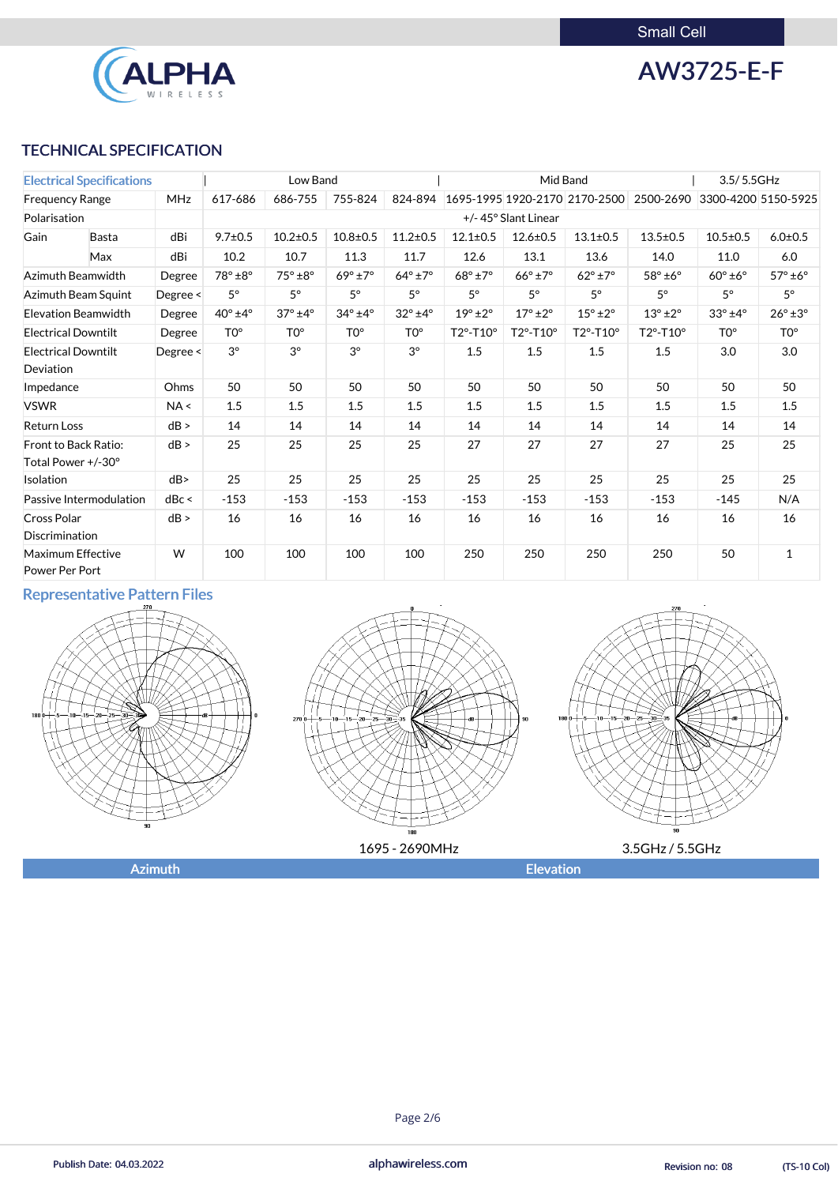Small Cell

# AW3725-E-F

## TECHNICAL SPECIFICATION

| Electrical Specifications | | | Low Band | | | | Mid Band | | | | 3.5/ 5.5GHz | |
|---|---|---|---|---|---|---|---|---|---|---|---|---|
| Frequency Range | | MHz | 617-686 | 686-755 | 755-824 | 824-894 | 1695-1995 | 1920-2170 | 2170-2500 | 2500-2690 | 3300-4200 | 5150-5925 |
| Polarisation | | | +/- 45° Slant Linear | | | | | | | | | |
| Gain | Basta | dBi | 9.7±0.5 | 10.2±0.5 | 10.8±0.5 | 11.2±0.5 | 12.1±0.5 | 12.6±0.5 | 13.1±0.5 | 13.5±0.5 | 10.5±0.5 | 6.0±0.5 |
| | Max | dBi | 10.2 | 10.7 | 11.3 | 11.7 | 12.6 | 13.1 | 13.6 | 14.0 | 11.0 | 6.0 |
| Azimuth Beamwidth | | Degree | 78° ±8° | 75° ±8° | 69° ±7° | 64° ±7° | 68° ±7° | 66° ±7° | 62° ±7° | 58° ±6° | 60° ±6° | 57° ±6° |
| Azimuth Beam Squint | | Degree < | 5° | 5° | 5° | 5° | 5° | 5° | 5° | 5° | 5° | 5° |
| Elevation Beamwidth | | Degree | 40° ±4° | 37° ±4° | 34° ±4° | 32° ±4° | 19° ±2° | 17° ±2° | 15° ±2° | 13° ±2° | 33° ±4° | 26° ±3° |
| Electrical Downtilt | | Degree | T0° | T0° | T0° | T0° | T2°-T10° | T2°-T10° | T2°-T10° | T2°-T10° | T0° | T0° |
| Electrical Downtilt Deviation | | Degree < | 3° | 3° | 3° | 3° | 1.5 | 1.5 | 1.5 | 1.5 | 3.0 | 3.0 |
| Impedance | | Ohms | 50 | 50 | 50 | 50 | 50 | 50 | 50 | 50 | 50 | 50 |
| VSWR | | NA < | 1.5 | 1.5 | 1.5 | 1.5 | 1.5 | 1.5 | 1.5 | 1.5 | 1.5 | 1.5 |
| Return Loss | | dB > | 14 | 14 | 14 | 14 | 14 | 14 | 14 | 14 | 14 | 14 |
| Front to Back Ratio: Total Power +/-30° | | dB > | 25 | 25 | 25 | 25 | 27 | 27 | 27 | 27 | 25 | 25 |
| Isolation | | dB> | 25 | 25 | 25 | 25 | 25 | 25 | 25 | 25 | 25 | 25 |
| Passive Intermodulation | | dBc < | -153 | -153 | -153 | -153 | -153 | -153 | -153 | -153 | -145 | N/A |
| Cross Polar Discrimination | | dB > | 16 | 16 | 16 | 16 | 16 | 16 | 16 | 16 | 16 | 16 |
| Maximum Effective Power Per Port | | W | 100 | 100 | 100 | 100 | 250 | 250 | 250 | 250 | 50 | 1 |

## Representative Pattern Files

1695 - 2690MHz

3.5GHz / 5.5GHz

Azimuth | Elevation

Publish Date: 04.03.2022 | alphawireless.com | Revision no: 08 | (TS-10 Col)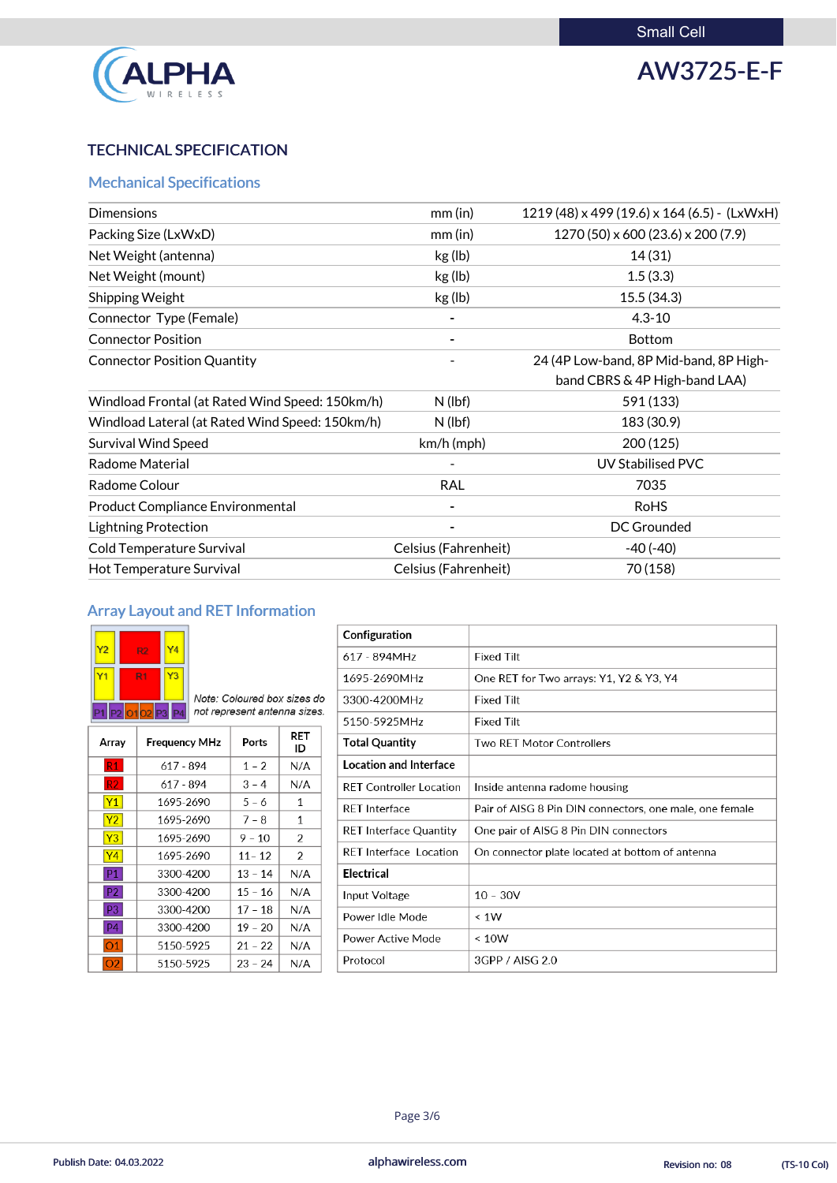Small Cell

# AW3725-E-F

## TECHNICAL SPECIFICATION

### Mechanical Specifications

| | | |
|---|---|---|
| Dimensions | mm (in) | 1219 (48) x 499 (19.6) x 164 (6.5) - (LxWxH) |
| Packing Size (LxWxD) | mm (in) | 1270 (50) x 600 (23.6) x 200 (7.9) |
| Net Weight (antenna) | kg (lb) | 14 (31) |
| Net Weight (mount) | kg (lb) | 1.5 (3.3) |
| Shipping Weight | kg (lb) | 15.5 (34.3) |
| Connector Type (Female) | - | 4.3-10 |
| Connector Position | - | Bottom |
| Connector Position Quantity | - | 24 (4P Low-band, 8P Mid-band, 8P High-band CBRS & 4P High-band LAA) |
| Windload Frontal (at Rated Wind Speed: 150km/h) | N (lbf) | 591 (133) |
| Windload Lateral (at Rated Wind Speed: 150km/h) | N (lbf) | 183 (30.9) |
| Survival Wind Speed | km/h (mph) | 200 (125) |
| Radome Material | - | UV Stabilised PVC |
| Radome Colour | RAL | 7035 |
| Product Compliance Environmental | - | RoHS |
| Lightning Protection | - | DC Grounded |
| Cold Temperature Survival | Celsius (Fahrenheit) | -40 (-40) |
| Hot Temperature Survival | Celsius (Fahrenheit) | 70 (158) |

### Array Layout and RET Information

Y2 R2 Y4
Y1 R1 Y3
P1 P2 O1 O2 P3 P4

*Note: Coloured box sizes do not represent antenna sizes.*

| Array | Frequency MHz | Ports | RET ID |
|---|---|---|---|
| R1 | 617 - 894 | 1 – 2 | N/A |
| R2 | 617 - 894 | 3 – 4 | N/A |
| Y1 | 1695-2690 | 5 – 6 | 1 |
| Y2 | 1695-2690 | 7 – 8 | 1 |
| Y3 | 1695-2690 | 9 – 10 | 2 |
| Y4 | 1695-2690 | 11 - 12 | 2 |
| P1 | 3300-4200 | 13 – 14 | N/A |
| P2 | 3300-4200 | 15 – 16 | N/A |
| P3 | 3300-4200 | 17 – 18 | N/A |
| P4 | 3300-4200 | 19 – 20 | N/A |
| O1 | 5150-5925 | 21 – 22 | N/A |
| O2 | 5150-5925 | 23 – 24 | N/A |

| **Configuration** | |
|---|---|
| 617 - 894MHz | Fixed Tilt |
| 1695-2690MHz | One RET for Two arrays: Y1, Y2 & Y3, Y4 |
| 3300-4200MHz | Fixed Tilt |
| 5150-5925MHz | Fixed Tilt |
| **Total Quantity** | Two RET Motor Controllers |
| **Location and Interface** | |
| RET Controller Location | Inside antenna radome housing |
| RET Interface | Pair of AISG 8 Pin DIN connectors, one male, one female |
| RET Interface Quantity | One pair of AISG 8 Pin DIN connectors |
| RET Interface Location | On connector plate located at bottom of antenna |
| **Electrical** | |
| Input Voltage | 10 – 30V |
| Power Idle Mode | < 1W |
| Power Active Mode | < 10W |
| Protocol | 3GPP / AISG 2.0 |

Publish Date: 04.03.2022 | alphawireless.com | Revision no: 08 | (TS-10 Col)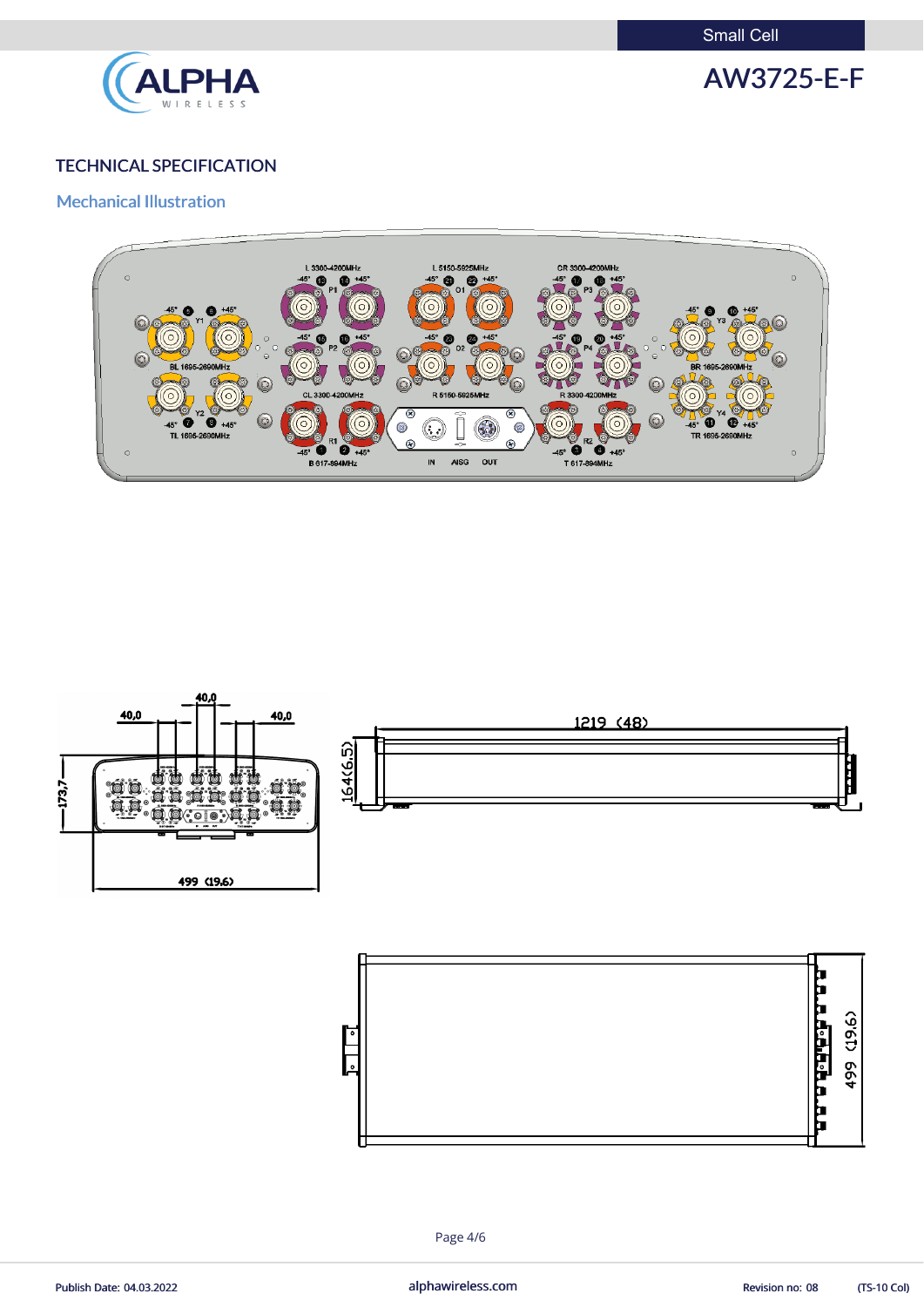## TECHNICAL SPECIFICATION

### Mechanical Illustration

L 3300-4200MHz
-45° 13 14 +45°
P1

L 5150-5925MHz
-45° 21 22 +45°
O1

CR 3300-4200MHz
-45° 17 18 +45°
P3

-45° 5 6 +45°
Y1
BL 1695-2690MHz

-45° 15 16 +45°
P2
CL 3300-4200MHz

-45° 23 24 +45°
O2
R 5150-5925MHz

-45° 19 20 +45°
P4
R 3300-4200MHz

-45° 9 10 +45°
Y3
BR 1695-2690MHz

Y2
-45° 7 8 +45°
TL 1695-2690MHz

R1
-45° 1 2 +45°
B 617-894MHz

IN AISG OUT

R2
-45° 3 4 +45°
T 617-894MHz

Y4
-45° 11 12 +45°
TR 1695-2690MHz

40,0 40,0 40,0

173,7

499 (19.6)

1219 (48)

164(6.5)

499 (19.6)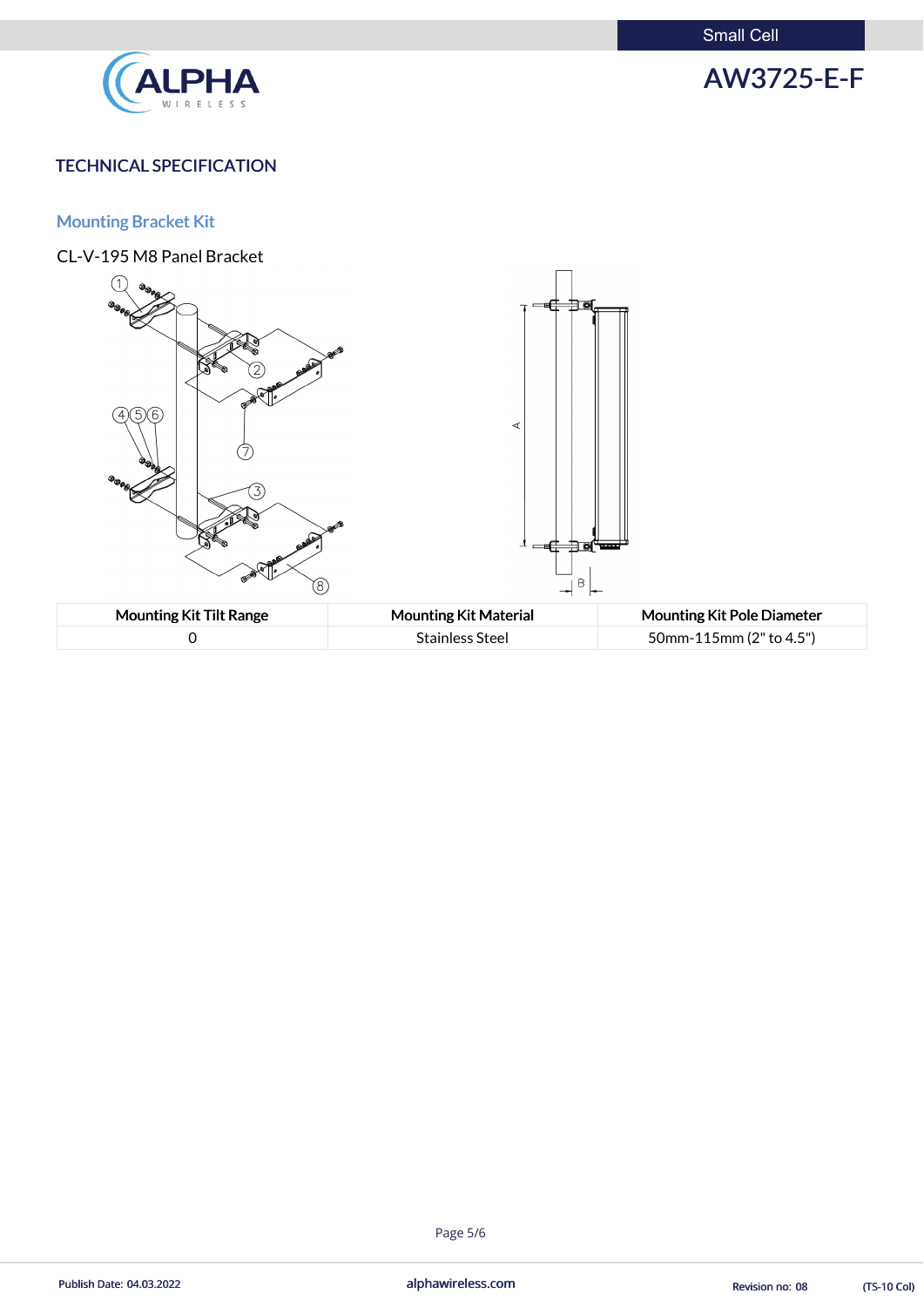## TECHNICAL SPECIFICATION

### Mounting Bracket Kit

CL-V-195 M8 Panel Bracket

| Mounting Kit Tilt Range | Mounting Kit Material | Mounting Kit Pole Diameter |
|---|---|---|
| 0 | Stainless Steel | 50mm-115mm (2" to 4.5") |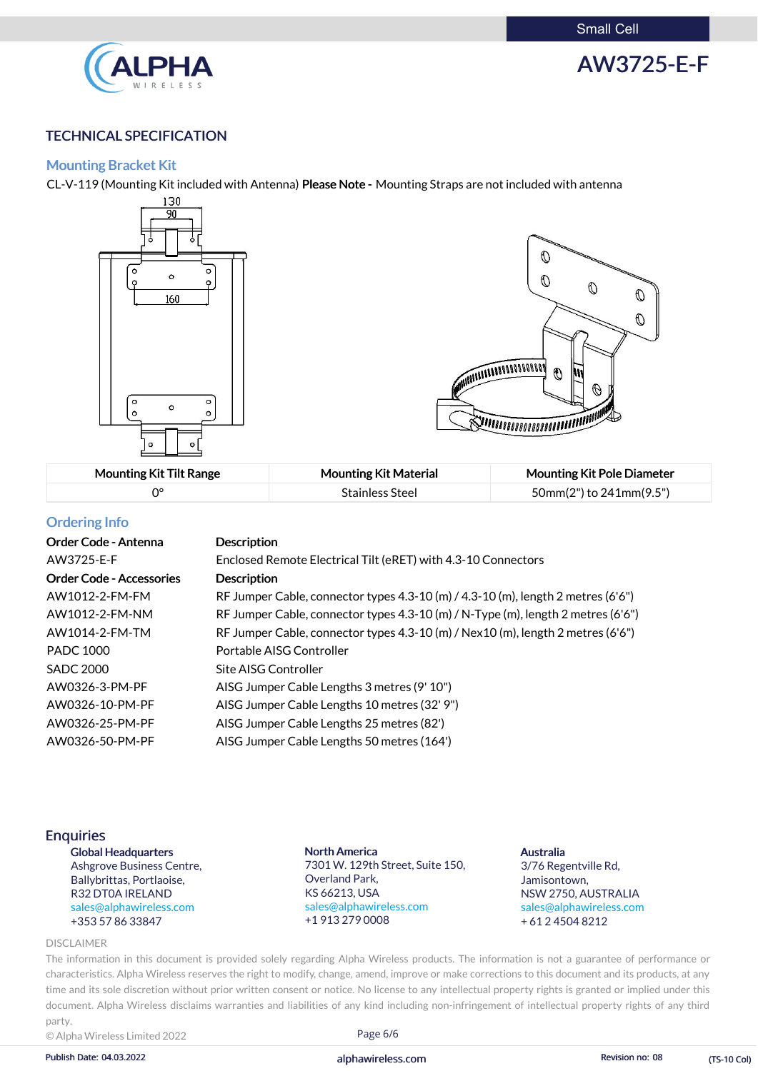Small Cell

# AW3725-E-F

## TECHNICAL SPECIFICATION

### Mounting Bracket Kit

CL-V-119 (Mounting Kit included with Antenna) **Please Note -** Mounting Straps are not included with antenna

130
90
160

| Mounting Kit Tilt Range | Mounting Kit Material | Mounting Kit Pole Diameter |
|---|---|---|
| 0° | Stainless Steel | 50mm(2") to 241mm(9.5") |

### Ordering Info

| **Order Code - Antenna** | **Description** |
|---|---|
| AW3725-E-F | Enclosed Remote Electrical Tilt (eRET) with 4.3-10 Connectors |
| **Order Code - Accessories** | **Description** |
| AW1012-2-FM-FM | RF Jumper Cable, connector types 4.3-10 (m) / 4.3-10 (m), length 2 metres (6'6") |
| AW1012-2-FM-NM | RF Jumper Cable, connector types 4.3-10 (m) / N-Type (m), length 2 metres (6'6") |
| AW1014-2-FM-TM | RF Jumper Cable, connector types 4.3-10 (m) / Nex10 (m), length 2 metres (6'6") |
| PADC 1000 | Portable AISG Controller |
| SADC 2000 | Site AISG Controller |
| AW0326-3-PM-PF | AISG Jumper Cable Lengths 3 metres (9' 10") |
| AW0326-10-PM-PF | AISG Jumper Cable Lengths 10 metres (32' 9") |
| AW0326-25-PM-PF | AISG Jumper Cable Lengths 25 metres (82') |
| AW0326-50-PM-PF | AISG Jumper Cable Lengths 50 metres (164') |

## Enquiries

**Global Headquarters**
Ashgrove Business Centre,
Ballybrittas, Portlaoise,
R32 DT0A IRELAND
sales@alphawireless.com
+353 57 86 33847

**North America**
7301 W. 129th Street, Suite 150,
Overland Park,
KS 66213, USA
sales@alphawireless.com
+1 913 279 0008

**Australia**
3/76 Regentville Rd,
Jamisontown,
NSW 2750, AUSTRALIA
sales@alphawireless.com
+ 61 2 4504 8212

DISCLAIMER

The information in this document is provided solely regarding Alpha Wireless products. The information is not a guarantee of performance or characteristics. Alpha Wireless reserves the right to modify, change, amend, improve or make corrections to this document and its products, at any time and its sole discretion without prior written consent or notice. No license to any intellectual property rights is granted or implied under this document. Alpha Wireless disclaims warranties and liabilities of any kind including non-infringement of intellectual property rights of any third party.

© Alpha Wireless Limited 2022

Publish Date: 04.03.2022 | alphawireless.com | Revision no: 08 | (TS-10 Col)